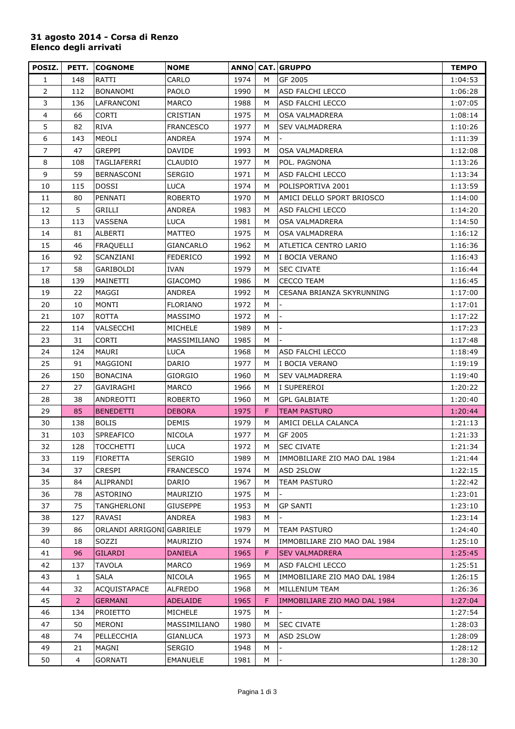**31 agosto 2014 - Corsa di Renzo**
**Elenco degli arrivati**

| POSIZ. | PETT. | COGNOME | NOME | ANNO | CAT. | GRUPPO | TEMPO |
|---|---|---|---|---|---|---|---|
| 1 | 148 | RATTI | CARLO | 1974 | M | GF 2005 | 1:04:53 |
| 2 | 112 | BONANOMI | PAOLO | 1990 | M | ASD FALCHI LECCO | 1:06:28 |
| 3 | 136 | LAFRANCONI | MARCO | 1988 | M | ASD FALCHI LECCO | 1:07:05 |
| 4 | 66 | CORTI | CRISTIAN | 1975 | M | OSA VALMADRERA | 1:08:14 |
| 5 | 82 | RIVA | FRANCESCO | 1977 | M | SEV VALMADRERA | 1:10:26 |
| 6 | 143 | MEOLI | ANDREA | 1974 | M | - | 1:11:39 |
| 7 | 47 | GREPPI | DAVIDE | 1993 | M | OSA VALMADRERA | 1:12:08 |
| 8 | 108 | TAGLIAFERRI | CLAUDIO | 1977 | M | POL. PAGNONA | 1:13:26 |
| 9 | 59 | BERNASCONI | SERGIO | 1971 | M | ASD FALCHI LECCO | 1:13:34 |
| 10 | 115 | DOSSI | LUCA | 1974 | M | POLISPORTIVA 2001 | 1:13:59 |
| 11 | 80 | PENNATI | ROBERTO | 1970 | M | AMICI DELLO SPORT BRIOSCO | 1:14:00 |
| 12 | 5 | GRILLI | ANDREA | 1983 | M | ASD FALCHI LECCO | 1:14:20 |
| 13 | 113 | VASSENA | LUCA | 1981 | M | OSA VALMADRERA | 1:14:50 |
| 14 | 81 | ALBERTI | MATTEO | 1975 | M | OSA VALMADRERA | 1:16:12 |
| 15 | 46 | FRAQUELLI | GIANCARLO | 1962 | M | ATLETICA CENTRO LARIO | 1:16:36 |
| 16 | 92 | SCANZIANI | FEDERICO | 1992 | M | I BOCIA VERANO | 1:16:43 |
| 17 | 58 | GARIBOLDI | IVAN | 1979 | M | SEC CIVATE | 1:16:44 |
| 18 | 139 | MAINETTI | GIACOMO | 1986 | M | CECCO TEAM | 1:16:45 |
| 19 | 22 | MAGGI | ANDREA | 1992 | M | CESANA BRIANZA SKYRUNNING | 1:17:00 |
| 20 | 10 | MONTI | FLORIANO | 1972 | M | - | 1:17:01 |
| 21 | 107 | ROTTA | MASSIMO | 1972 | M | - | 1:17:22 |
| 22 | 114 | VALSECCHI | MICHELE | 1989 | M | - | 1:17:23 |
| 23 | 31 | CORTI | MASSIMILIANO | 1985 | M | - | 1:17:48 |
| 24 | 124 | MAURI | LUCA | 1968 | M | ASD FALCHI LECCO | 1:18:49 |
| 25 | 91 | MAGGIONI | DARIO | 1977 | M | I BOCIA VERANO | 1:19:19 |
| 26 | 150 | BONACINA | GIORGIO | 1960 | M | SEV VALMADRERA | 1:19:40 |
| 27 | 27 | GAVIRAGHI | MARCO | 1966 | M | I SUPEREROI | 1:20:22 |
| 28 | 38 | ANDREOTTI | ROBERTO | 1960 | M | GPL GALBIATE | 1:20:40 |
| 29 | 85 | BENEDETTI | DEBORA | 1975 | F | TEAM PASTURO | 1:20:44 |
| 30 | 138 | BOLIS | DEMIS | 1979 | M | AMICI DELLA CALANCA | 1:21:13 |
| 31 | 103 | SPREAFICO | NICOLA | 1977 | M | GF 2005 | 1:21:33 |
| 32 | 128 | TOCCHETTI | LUCA | 1972 | M | SEC CIVATE | 1:21:34 |
| 33 | 119 | FIORETTA | SERGIO | 1989 | M | IMMOBILIARE ZIO MAO DAL 1984 | 1:21:44 |
| 34 | 37 | CRESPI | FRANCESCO | 1974 | M | ASD 2SLOW | 1:22:15 |
| 35 | 84 | ALIPRANDI | DARIO | 1967 | M | TEAM PASTURO | 1:22:42 |
| 36 | 78 | ASTORINO | MAURIZIO | 1975 | M | - | 1:23:01 |
| 37 | 75 | TANGHERLONI | GIUSEPPE | 1953 | M | GP SANTI | 1:23:10 |
| 38 | 127 | RAVASI | ANDREA | 1983 | M | - | 1:23:14 |
| 39 | 86 | ORLANDI ARRIGONI | GABRIELE | 1979 | M | TEAM PASTURO | 1:24:40 |
| 40 | 18 | SOZZI | MAURIZIO | 1974 | M | IMMOBILIARE ZIO MAO DAL 1984 | 1:25:10 |
| 41 | 96 | GILARDI | DANIELA | 1965 | F | SEV VALMADRERA | 1:25:45 |
| 42 | 137 | TAVOLA | MARCO | 1969 | M | ASD FALCHI LECCO | 1:25:51 |
| 43 | 1 | SALA | NICOLA | 1965 | M | IMMOBILIARE ZIO MAO DAL 1984 | 1:26:15 |
| 44 | 32 | ACQUISTAPACE | ALFREDO | 1968 | M | MILLENIUM TEAM | 1:26:36 |
| 45 | 2 | GERMANI | ADELAIDE | 1965 | F | IMMOBILIARE ZIO MAO DAL 1984 | 1:27:04 |
| 46 | 134 | PROIETTO | MICHELE | 1975 | M | - | 1:27:54 |
| 47 | 50 | MERONI | MASSIMILIANO | 1980 | M | SEC CIVATE | 1:28:03 |
| 48 | 74 | PELLECCHIA | GIANLUCA | 1973 | M | ASD 2SLOW | 1:28:09 |
| 49 | 21 | MAGNI | SERGIO | 1948 | M | - | 1:28:12 |
| 50 | 4 | GORNATI | EMANUELE | 1981 | M | - | 1:28:30 |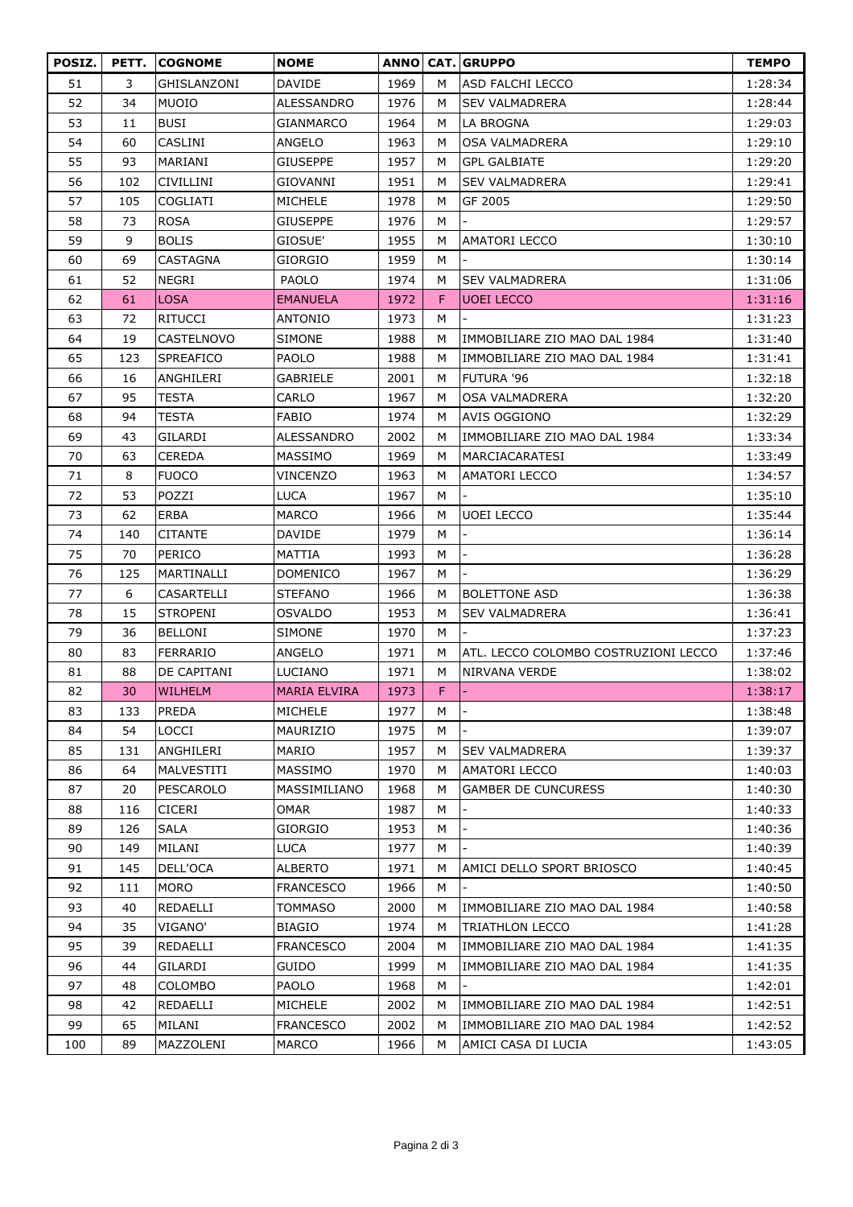| POSIZ. | PETT. | COGNOME | NOME | ANNO | CAT. | GRUPPO | TEMPO |
|---|---|---|---|---|---|---|---|
| 51 | 3 | GHISLANZONI | DAVIDE | 1969 | M | ASD FALCHI LECCO | 1:28:34 |
| 52 | 34 | MUOIO | ALESSANDRO | 1976 | M | SEV VALMADRERA | 1:28:44 |
| 53 | 11 | BUSI | GIANMARCO | 1964 | M | LA BROGNA | 1:29:03 |
| 54 | 60 | CASLINI | ANGELO | 1963 | M | OSA VALMADRERA | 1:29:10 |
| 55 | 93 | MARIANI | GIUSEPPE | 1957 | M | GPL GALBIATE | 1:29:20 |
| 56 | 102 | CIVILLINI | GIOVANNI | 1951 | M | SEV VALMADRERA | 1:29:41 |
| 57 | 105 | COGLIATI | MICHELE | 1978 | M | GF 2005 | 1:29:50 |
| 58 | 73 | ROSA | GIUSEPPE | 1976 | M | - | 1:29:57 |
| 59 | 9 | BOLIS | GIOSUE' | 1955 | M | AMATORI LECCO | 1:30:10 |
| 60 | 69 | CASTAGNA | GIORGIO | 1959 | M | - | 1:30:14 |
| 61 | 52 | NEGRI | PAOLO | 1974 | M | SEV VALMADRERA | 1:31:06 |
| 62 | 61 | LOSA | EMANUELA | 1972 | F | UOEI LECCO | 1:31:16 |
| 63 | 72 | RITUCCI | ANTONIO | 1973 | M | - | 1:31:23 |
| 64 | 19 | CASTELNOVO | SIMONE | 1988 | M | IMMOBILIARE ZIO MAO DAL 1984 | 1:31:40 |
| 65 | 123 | SPREAFICO | PAOLO | 1988 | M | IMMOBILIARE ZIO MAO DAL 1984 | 1:31:41 |
| 66 | 16 | ANGHILERI | GABRIELE | 2001 | M | FUTURA '96 | 1:32:18 |
| 67 | 95 | TESTA | CARLO | 1967 | M | OSA VALMADRERA | 1:32:20 |
| 68 | 94 | TESTA | FABIO | 1974 | M | AVIS OGGIONO | 1:32:29 |
| 69 | 43 | GILARDI | ALESSANDRO | 2002 | M | IMMOBILIARE ZIO MAO DAL 1984 | 1:33:34 |
| 70 | 63 | CEREDA | MASSIMO | 1969 | M | MARCIACARATESI | 1:33:49 |
| 71 | 8 | FUOCO | VINCENZO | 1963 | M | AMATORI LECCO | 1:34:57 |
| 72 | 53 | POZZI | LUCA | 1967 | M | - | 1:35:10 |
| 73 | 62 | ERBA | MARCO | 1966 | M | UOEI LECCO | 1:35:44 |
| 74 | 140 | CITANTE | DAVIDE | 1979 | M | - | 1:36:14 |
| 75 | 70 | PERICO | MATTIA | 1993 | M | - | 1:36:28 |
| 76 | 125 | MARTINALLI | DOMENICO | 1967 | M | - | 1:36:29 |
| 77 | 6 | CASARTELLI | STEFANO | 1966 | M | BOLETTONE ASD | 1:36:38 |
| 78 | 15 | STROPENI | OSVALDO | 1953 | M | SEV VALMADRERA | 1:36:41 |
| 79 | 36 | BELLONI | SIMONE | 1970 | M | - | 1:37:23 |
| 80 | 83 | FERRARIO | ANGELO | 1971 | M | ATL. LECCO COLOMBO COSTRUZIONI LECCO | 1:37:46 |
| 81 | 88 | DE CAPITANI | LUCIANO | 1971 | M | NIRVANA VERDE | 1:38:02 |
| 82 | 30 | WILHELM | MARIA ELVIRA | 1973 | F | - | 1:38:17 |
| 83 | 133 | PREDA | MICHELE | 1977 | M | - | 1:38:48 |
| 84 | 54 | LOCCI | MAURIZIO | 1975 | M | - | 1:39:07 |
| 85 | 131 | ANGHILERI | MARIO | 1957 | M | SEV VALMADRERA | 1:39:37 |
| 86 | 64 | MALVESTITI | MASSIMO | 1970 | M | AMATORI LECCO | 1:40:03 |
| 87 | 20 | PESCAROLO | MASSIMILIANO | 1968 | M | GAMBER DE CUNCURESS | 1:40:30 |
| 88 | 116 | CICERI | OMAR | 1987 | M | - | 1:40:33 |
| 89 | 126 | SALA | GIORGIO | 1953 | M | - | 1:40:36 |
| 90 | 149 | MILANI | LUCA | 1977 | M | - | 1:40:39 |
| 91 | 145 | DELL'OCA | ALBERTO | 1971 | M | AMICI DELLO SPORT BRIOSCO | 1:40:45 |
| 92 | 111 | MORO | FRANCESCO | 1966 | M | - | 1:40:50 |
| 93 | 40 | REDAELLI | TOMMASO | 2000 | M | IMMOBILIARE ZIO MAO DAL 1984 | 1:40:58 |
| 94 | 35 | VIGANO' | BIAGIO | 1974 | M | TRIATHLON LECCO | 1:41:28 |
| 95 | 39 | REDAELLI | FRANCESCO | 2004 | M | IMMOBILIARE ZIO MAO DAL 1984 | 1:41:35 |
| 96 | 44 | GILARDI | GUIDO | 1999 | M | IMMOBILIARE ZIO MAO DAL 1984 | 1:41:35 |
| 97 | 48 | COLOMBO | PAOLO | 1968 | M | - | 1:42:01 |
| 98 | 42 | REDAELLI | MICHELE | 2002 | M | IMMOBILIARE ZIO MAO DAL 1984 | 1:42:51 |
| 99 | 65 | MILANI | FRANCESCO | 2002 | M | IMMOBILIARE ZIO MAO DAL 1984 | 1:42:52 |
| 100 | 89 | MAZZOLENI | MARCO | 1966 | M | AMICI CASA DI LUCIA | 1:43:05 |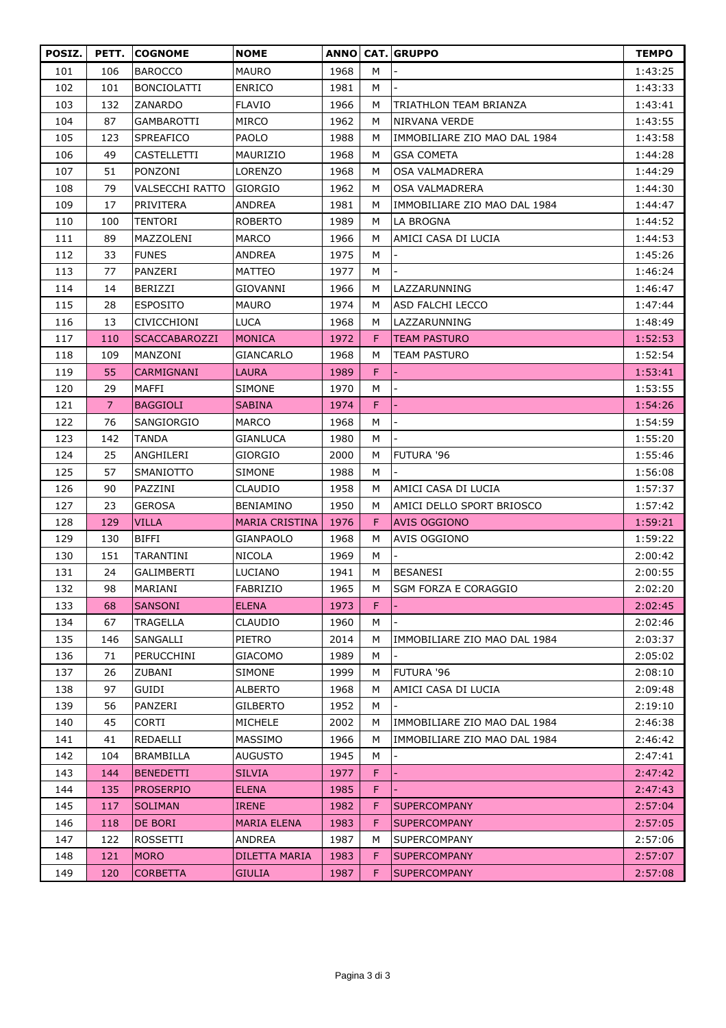| POSIZ. | PETT. | COGNOME | NOME | ANNO | CAT. | GRUPPO | TEMPO |
|---|---|---|---|---|---|---|---|
| 101 | 106 | BAROCCO | MAURO | 1968 | M | - | 1:43:25 |
| 102 | 101 | BONCIOLATTI | ENRICO | 1981 | M | - | 1:43:33 |
| 103 | 132 | ZANARDO | FLAVIO | 1966 | M | TRIATHLON TEAM BRIANZA | 1:43:41 |
| 104 | 87 | GAMBAROTTI | MIRCO | 1962 | M | NIRVANA VERDE | 1:43:55 |
| 105 | 123 | SPREAFICO | PAOLO | 1988 | M | IMMOBILIARE ZIO MAO DAL 1984 | 1:43:58 |
| 106 | 49 | CASTELLETTI | MAURIZIO | 1968 | M | GSA COMETA | 1:44:28 |
| 107 | 51 | PONZONI | LORENZO | 1968 | M | OSA VALMADRERA | 1:44:29 |
| 108 | 79 | VALSECCHI RATTO | GIORGIO | 1962 | M | OSA VALMADRERA | 1:44:30 |
| 109 | 17 | PRIVITERA | ANDREA | 1981 | M | IMMOBILIARE ZIO MAO DAL 1984 | 1:44:47 |
| 110 | 100 | TENTORI | ROBERTO | 1989 | M | LA BROGNA | 1:44:52 |
| 111 | 89 | MAZZOLENI | MARCO | 1966 | M | AMICI CASA DI LUCIA | 1:44:53 |
| 112 | 33 | FUNES | ANDREA | 1975 | M | - | 1:45:26 |
| 113 | 77 | PANZERI | MATTEO | 1977 | M | - | 1:46:24 |
| 114 | 14 | BERIZZI | GIOVANNI | 1966 | M | LAZZARUNNING | 1:46:47 |
| 115 | 28 | ESPOSITO | MAURO | 1974 | M | ASD FALCHI LECCO | 1:47:44 |
| 116 | 13 | CIVICCHIONI | LUCA | 1968 | M | LAZZARUNNING | 1:48:49 |
| 117 | 110 | SCACCABAROZZI | MONICA | 1972 | F | TEAM PASTURO | 1:52:53 |
| 118 | 109 | MANZONI | GIANCARLO | 1968 | M | TEAM PASTURO | 1:52:54 |
| 119 | 55 | CARMIGNANI | LAURA | 1989 | F | - | 1:53:41 |
| 120 | 29 | MAFFI | SIMONE | 1970 | M | - | 1:53:55 |
| 121 | 7 | BAGGIOLI | SABINA | 1974 | F | - | 1:54:26 |
| 122 | 76 | SANGIORGIO | MARCO | 1968 | M | - | 1:54:59 |
| 123 | 142 | TANDA | GIANLUCA | 1980 | M | - | 1:55:20 |
| 124 | 25 | ANGHILERI | GIORGIO | 2000 | M | FUTURA '96 | 1:55:46 |
| 125 | 57 | SMANIOTTO | SIMONE | 1988 | M | - | 1:56:08 |
| 126 | 90 | PAZZINI | CLAUDIO | 1958 | M | AMICI CASA DI LUCIA | 1:57:37 |
| 127 | 23 | GEROSA | BENIAMINO | 1950 | M | AMICI DELLO SPORT BRIOSCO | 1:57:42 |
| 128 | 129 | VILLA | MARIA CRISTINA | 1976 | F | AVIS OGGIONO | 1:59:21 |
| 129 | 130 | BIFFI | GIANPAOLO | 1968 | M | AVIS OGGIONO | 1:59:22 |
| 130 | 151 | TARANTINI | NICOLA | 1969 | M | - | 2:00:42 |
| 131 | 24 | GALIMBERTI | LUCIANO | 1941 | M | BESANESI | 2:00:55 |
| 132 | 98 | MARIANI | FABRIZIO | 1965 | M | SGM FORZA E CORAGGIO | 2:02:20 |
| 133 | 68 | SANSONI | ELENA | 1973 | F | - | 2:02:45 |
| 134 | 67 | TRAGELLA | CLAUDIO | 1960 | M | - | 2:02:46 |
| 135 | 146 | SANGALLI | PIETRO | 2014 | M | IMMOBILIARE ZIO MAO DAL 1984 | 2:03:37 |
| 136 | 71 | PERUCCHINI | GIACOMO | 1989 | M | - | 2:05:02 |
| 137 | 26 | ZUBANI | SIMONE | 1999 | M | FUTURA '96 | 2:08:10 |
| 138 | 97 | GUIDI | ALBERTO | 1968 | M | AMICI CASA DI LUCIA | 2:09:48 |
| 139 | 56 | PANZERI | GILBERTO | 1952 | M | - | 2:19:10 |
| 140 | 45 | CORTI | MICHELE | 2002 | M | IMMOBILIARE ZIO MAO DAL 1984 | 2:46:38 |
| 141 | 41 | REDAELLI | MASSIMO | 1966 | M | IMMOBILIARE ZIO MAO DAL 1984 | 2:46:42 |
| 142 | 104 | BRAMBILLA | AUGUSTO | 1945 | M | - | 2:47:41 |
| 143 | 144 | BENEDETTI | SILVIA | 1977 | F | - | 2:47:42 |
| 144 | 135 | PROSERPIO | ELENA | 1985 | F | - | 2:47:43 |
| 145 | 117 | SOLIMAN | IRENE | 1982 | F | SUPERCOMPANY | 2:57:04 |
| 146 | 118 | DE BORI | MARIA ELENA | 1983 | F | SUPERCOMPANY | 2:57:05 |
| 147 | 122 | ROSSETTI | ANDREA | 1987 | M | SUPERCOMPANY | 2:57:06 |
| 148 | 121 | MORO | DILETTA MARIA | 1983 | F | SUPERCOMPANY | 2:57:07 |
| 149 | 120 | CORBETTA | GIULIA | 1987 | F | SUPERCOMPANY | 2:57:08 |